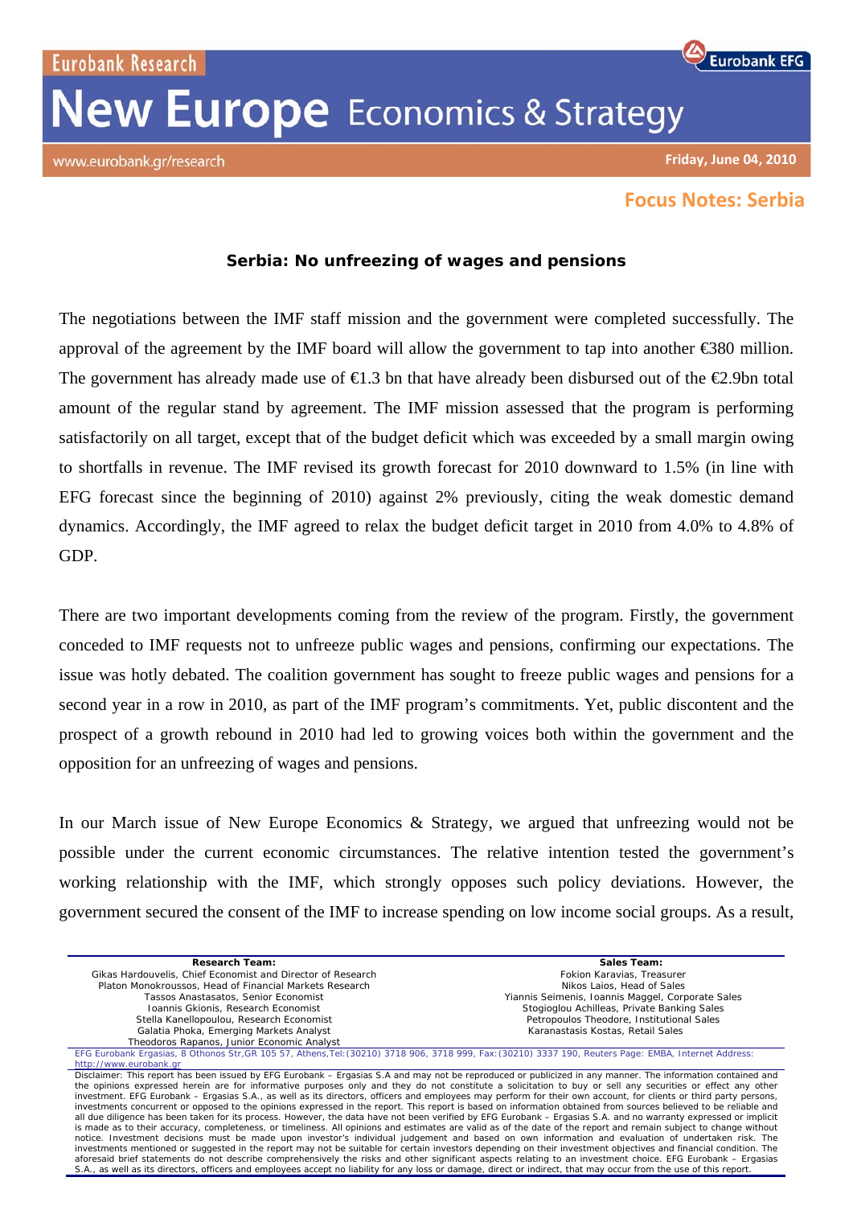Eurobank Research

Eurobank EFG

# New Europe Economics & Strategy

www.eurobank.gr/research

**Friday, June 04, 2010**

## Focus Notes: Serbia

### Serbia: No unfreezing of wages and pensions

The negotiations between the IMF staff mission and the government were completed successfully. The approval of the agreement by the IMF board will allow the government to tap into another €380 million. The government has already made use of €1.3 bn that have already been disbursed out of the €2.9bn total amount of the regular stand by agreement. The IMF mission assessed that the program is performing satisfactorily on all target, except that of the budget deficit which was exceeded by a small margin owing to shortfalls in revenue. The IMF revised its growth forecast for 2010 downward to 1.5% (in line with EFG forecast since the beginning of 2010) against 2% previously, citing the weak domestic demand dynamics. Accordingly, the IMF agreed to relax the budget deficit target in 2010 from 4.0% to 4.8% of GDP.

There are two important developments coming from the review of the program. Firstly, the government conceded to IMF requests not to unfreeze public wages and pensions, confirming our expectations. The issue was hotly debated. The coalition government has sought to freeze public wages and pensions for a second year in a row in 2010, as part of the IMF program's commitments. Yet, public discontent and the prospect of a growth rebound in 2010 had led to growing voices both within the government and the opposition for an unfreezing of wages and pensions.

In our March issue of New Europe Economics & Strategy, we argued that unfreezing would not be possible under the current economic circumstances. The relative intention tested the government's working relationship with the IMF, which strongly opposes such policy deviations. However, the government secured the consent of the IMF to increase spending on low income social groups. As a result,

| **Research Team:** | **Sales Team:** |
|---|---|
| Gikas Hardouvelis, Chief Economist and Director of Research | Fokion Karavias, Treasurer |
| Platon Monokroussos, Head of Financial Markets Research | Nikos Laios, Head of Sales |
| Tassos Anastasatos, Senior Economist | Yiannis Seimenis, Ioannis Maggel, Corporate Sales |
| Ioannis Gkionis, Research Economist | Stogioglou Achilleas, Private Banking Sales |
| Stella Kanellopoulou, Research Economist | Petropoulos Theodore, Institutional Sales |
| Galatia Phoka, Emerging Markets Analyst | Karanastasis Kostas, Retail Sales |
| Theodoros Rapanos, Junior Economic Analyst | |

EFG Eurobank Ergasias, 8 Othonos Str,GR 105 57, Athens,Tel:(30210) 3718 906, 3718 999, Fax:(30210) 3337 190, Reuters Page: EMBA, Internet Address: http://www.eurobank.gr

Disclaimer: This report has been issued by EFG Eurobank – Ergasias S.A and may not be reproduced or publicized in any manner. The information contained and the opinions expressed herein are for informative purposes only and they do not constitute a solicitation to buy or sell any securities or effect any other investment. EFG Eurobank – Ergasias S.A., as well as its directors, officers and employees may perform for their own account, for clients or third party persons, investments concurrent or opposed to the opinions expressed in the report. This report is based on information obtained from sources believed to be reliable and all due diligence has been taken for its process. However, the data have not been verified by EFG Eurobank – Ergasias S.A. and no warranty expressed or implicit is made as to their accuracy, completeness, or timeliness. All opinions and estimates are valid as of the date of the report and remain subject to change without notice. Investment decisions must be made upon investor's individual judgement and based on own information and evaluation of undertaken risk. The investments mentioned or suggested in the report may not be suitable for certain investors depending on their investment objectives and financial condition. The aforesaid brief statements do not describe comprehensively the risks and other significant aspects relating to an investment choice. EFG Eurobank – Ergasias S.A., as well as its directors, officers and employees accept no liability for any loss or damage, direct or indirect, that may occur from the use of this report.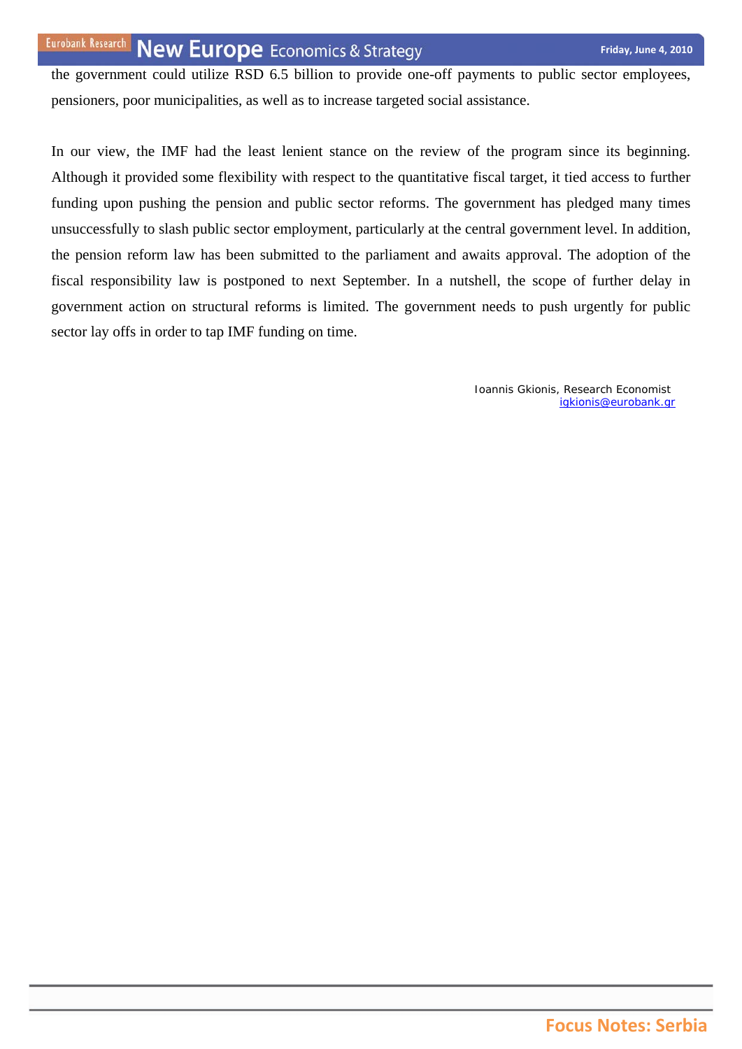the government could utilize RSD 6.5 billion to provide one-off payments to public sector employees, pensioners, poor municipalities, as well as to increase targeted social assistance.

In our view, the IMF had the least lenient stance on the review of the program since its beginning. Although it provided some flexibility with respect to the quantitative fiscal target, it tied access to further funding upon pushing the pension and public sector reforms. The government has pledged many times unsuccessfully to slash public sector employment, particularly at the central government level. In addition, the pension reform law has been submitted to the parliament and awaits approval. The adoption of the fiscal responsibility law is postponed to next September. In a nutshell, the scope of further delay in government action on structural reforms is limited. The government needs to push urgently for public sector lay offs in order to tap IMF funding on time.

Ioannis Gkionis, Research Economist
igkionis@eurobank.gr